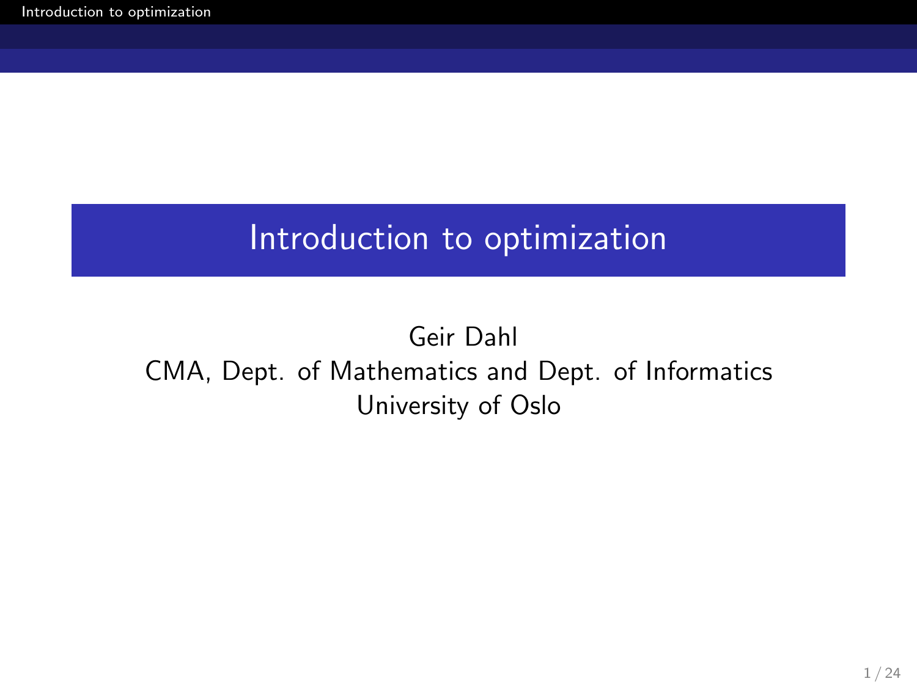# Introduction to optimization

Geir Dahl
CMA, Dept. of Mathematics and Dept. of Informatics
University of Oslo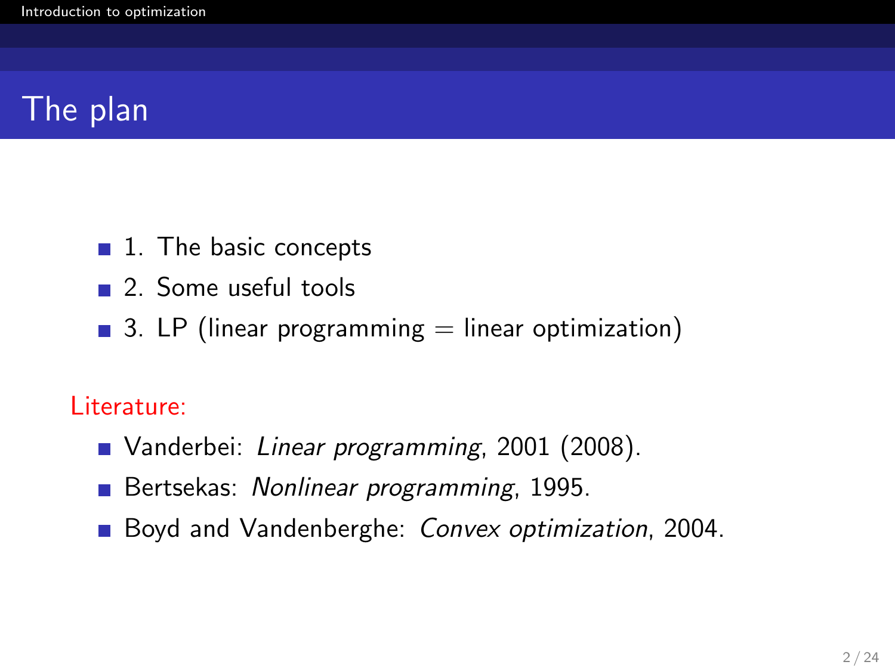# The plan

- 1. The basic concepts
- 2. Some useful tools
- 3. LP (linear programming = linear optimization)

Literature:

- Vanderbei: *Linear programming*, 2001 (2008).
- Bertsekas: *Nonlinear programming*, 1995.
- Boyd and Vandenberghe: *Convex optimization*, 2004.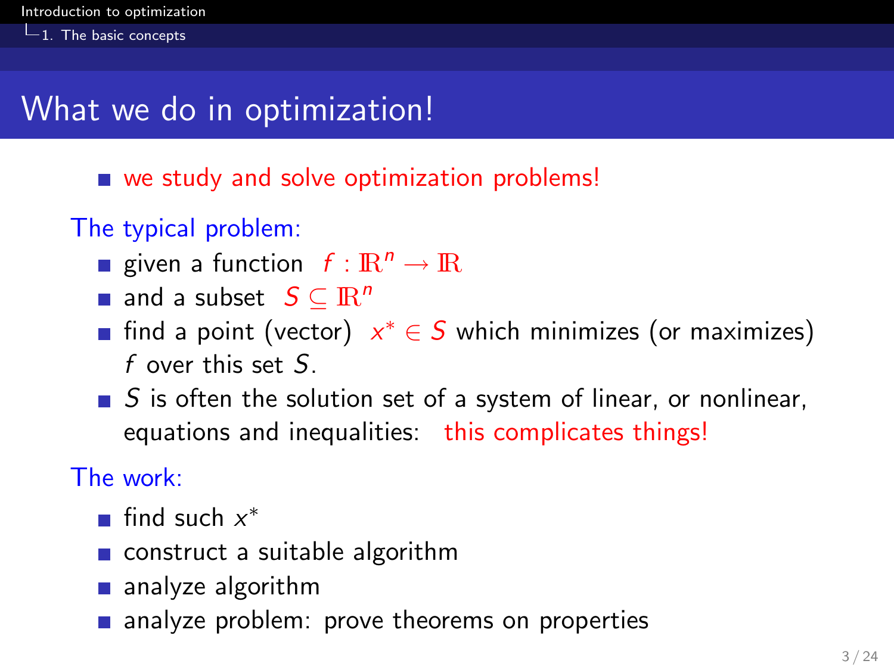# What we do in optimization!

- we study and solve optimization problems!

The typical problem:

- given a function $f : \mathbb{R}^n \rightarrow \mathbb{R}$
- and a subset $S \subseteq \mathbb{R}^n$
- find a point (vector) $x^* \in S$ which minimizes (or maximizes) $f$ over this set $S$.
- $S$ is often the solution set of a system of linear, or nonlinear, equations and inequalities: this complicates things!

The work:

- find such $x^*$
- construct a suitable algorithm
- analyze algorithm
- analyze problem: prove theorems on properties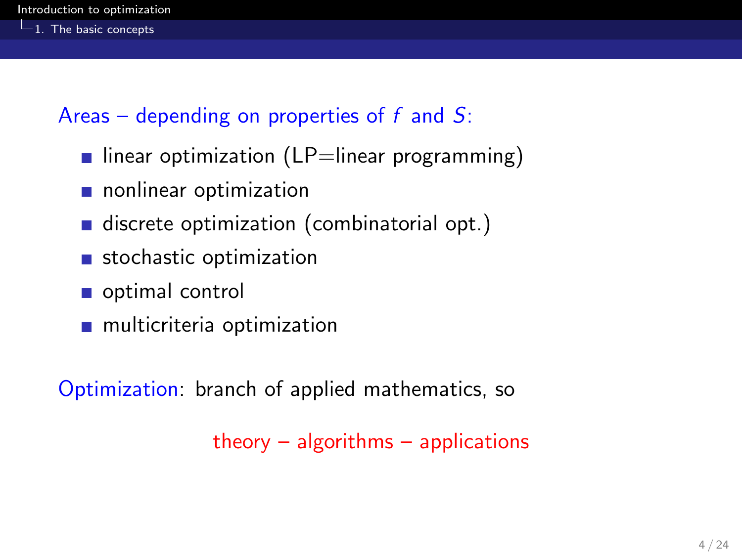Areas – depending on properties of $f$ and $S$:

- linear optimization (LP=linear programming)
- nonlinear optimization
- discrete optimization (combinatorial opt.)
- stochastic optimization
- optimal control
- multicriteria optimization

Optimization: branch of applied mathematics, so

theory – algorithms – applications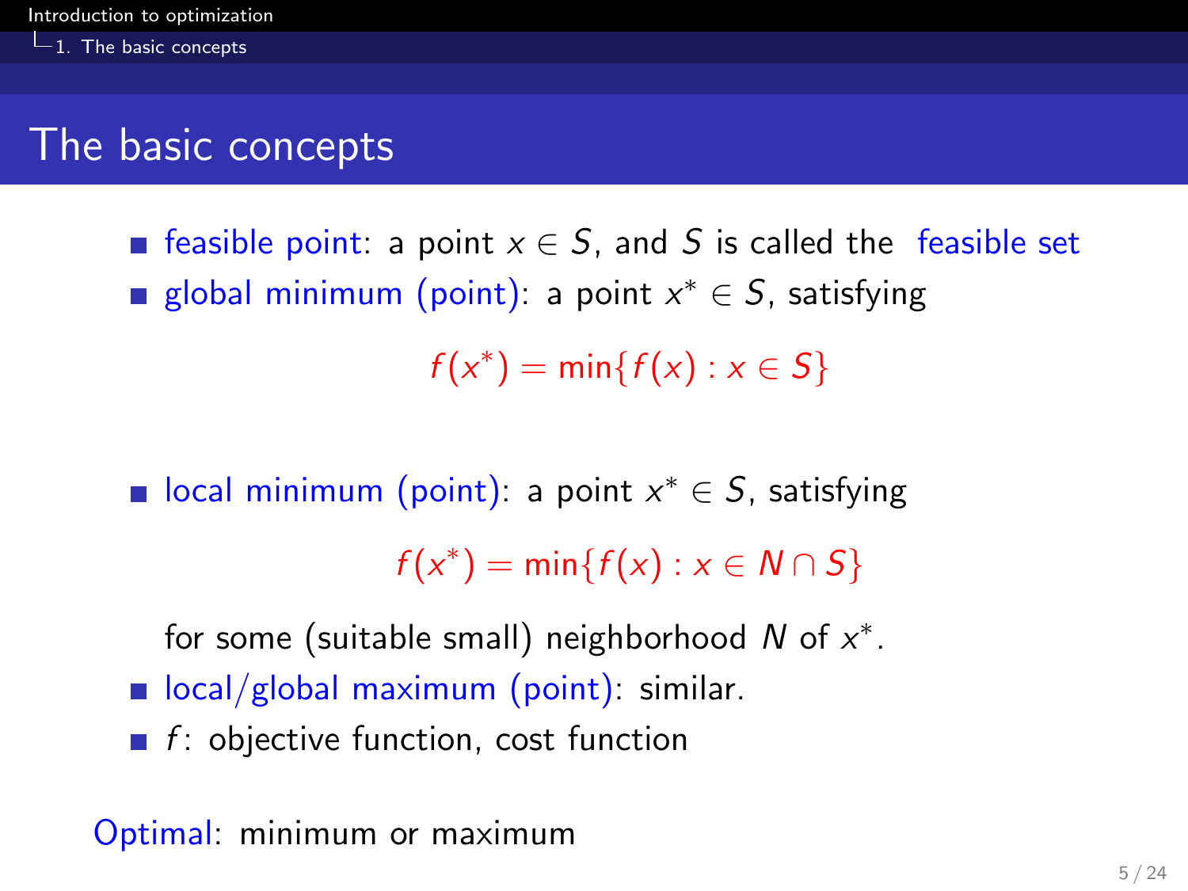# The basic concepts

- feasible point: a point $x \in S$, and $S$ is called the feasible set
- global minimum (point): a point $x^* \in S$, satisfying

$$f(x^*) = \min\{f(x) : x \in S\}$$

- local minimum (point): a point $x^* \in S$, satisfying

$$f(x^*) = \min\{f(x) : x \in N \cap S\}$$

  for some (suitable small) neighborhood $N$ of $x^*$.
- local/global maximum (point): similar.
- $f$: objective function, cost function

Optimal: minimum or maximum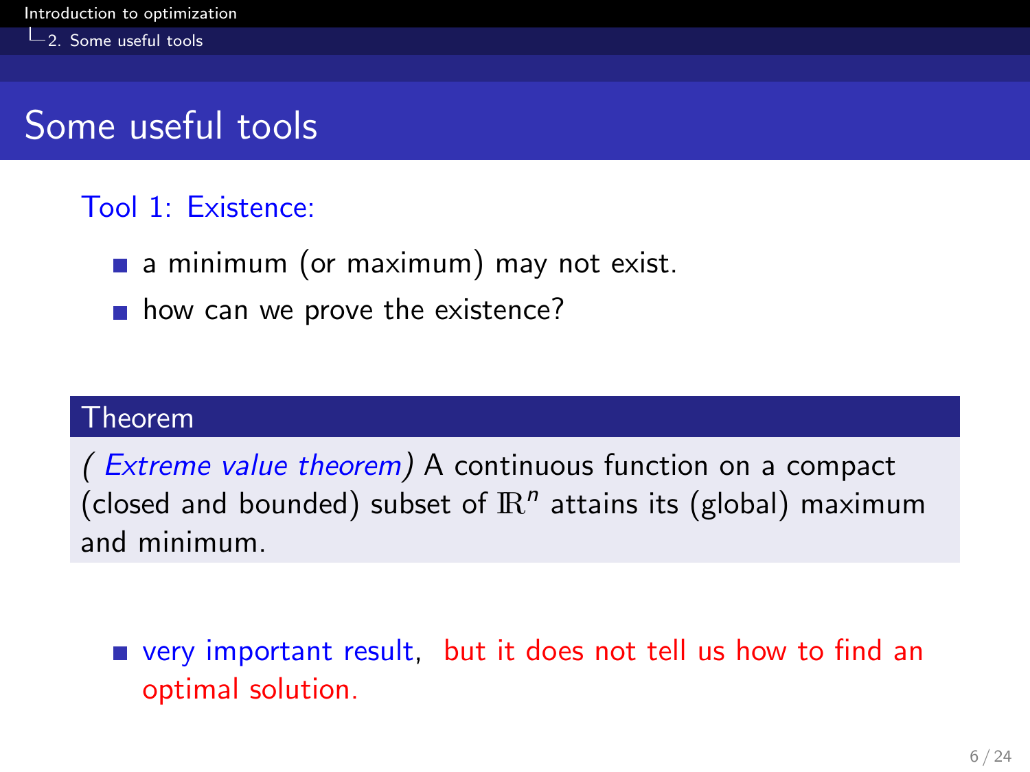# Some useful tools

Tool 1: Existence:

- a minimum (or maximum) may not exist.
- how can we prove the existence?

**Theorem**

*( Extreme value theorem)* A continuous function on a compact (closed and bounded) subset of $\mathbb{R}^n$ attains its (global) maximum and minimum.

- very important result, but it does not tell us how to find an optimal solution.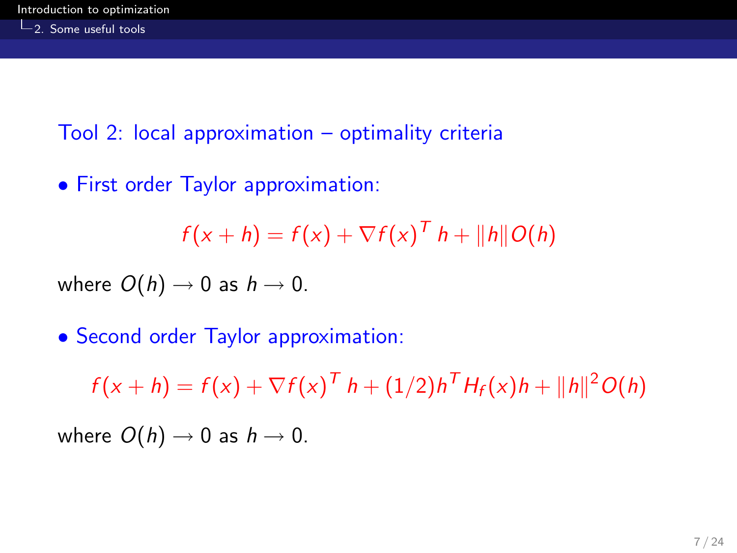## Tool 2: local approximation – optimality criteria

- First order Taylor approximation:

$$f(x+h) = f(x) + \nabla f(x)^T h + \|h\| O(h)$$

where $O(h) \to 0$ as $h \to 0$.

- Second order Taylor approximation:

$$f(x+h) = f(x) + \nabla f(x)^T h + (1/2) h^T H_f(x) h + \|h\|^2 O(h)$$

where $O(h) \to 0$ as $h \to 0$.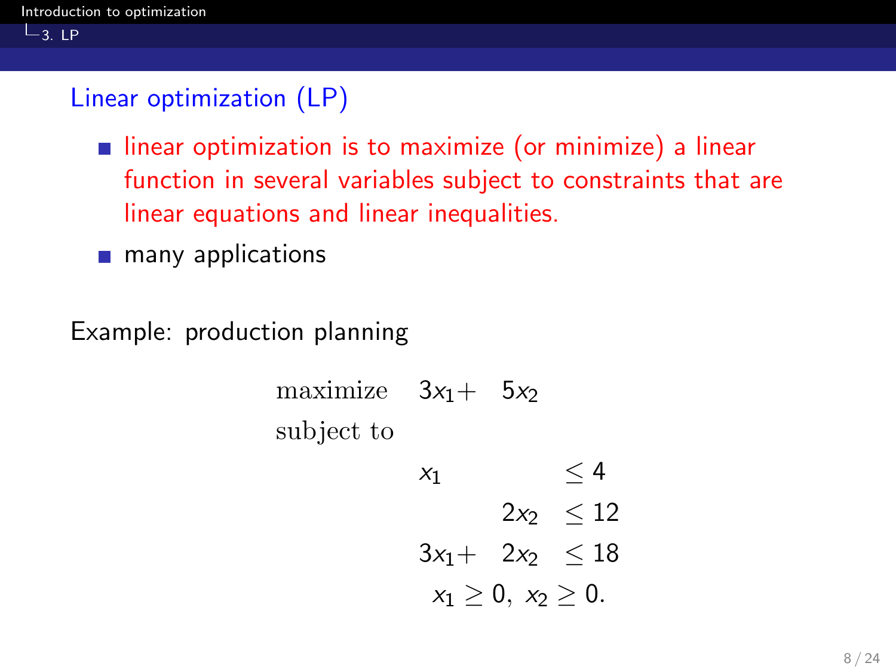## Linear optimization (LP)

- linear optimization is to maximize (or minimize) a linear function in several variables subject to constraints that are linear equations and linear inequalities.
- many applications

Example: production planning

$$
\begin{array}{lrrl}
\text{maximize} & 3x_1 + & 5x_2 & \\
\text{subject to} & & & \\
& x_1 & & \leq 4 \\
& & 2x_2 & \leq 12 \\
& 3x_1 + & 2x_2 & \leq 18 \\
& \multicolumn{3}{c}{x_1 \geq 0,\ x_2 \geq 0.}
\end{array}
$$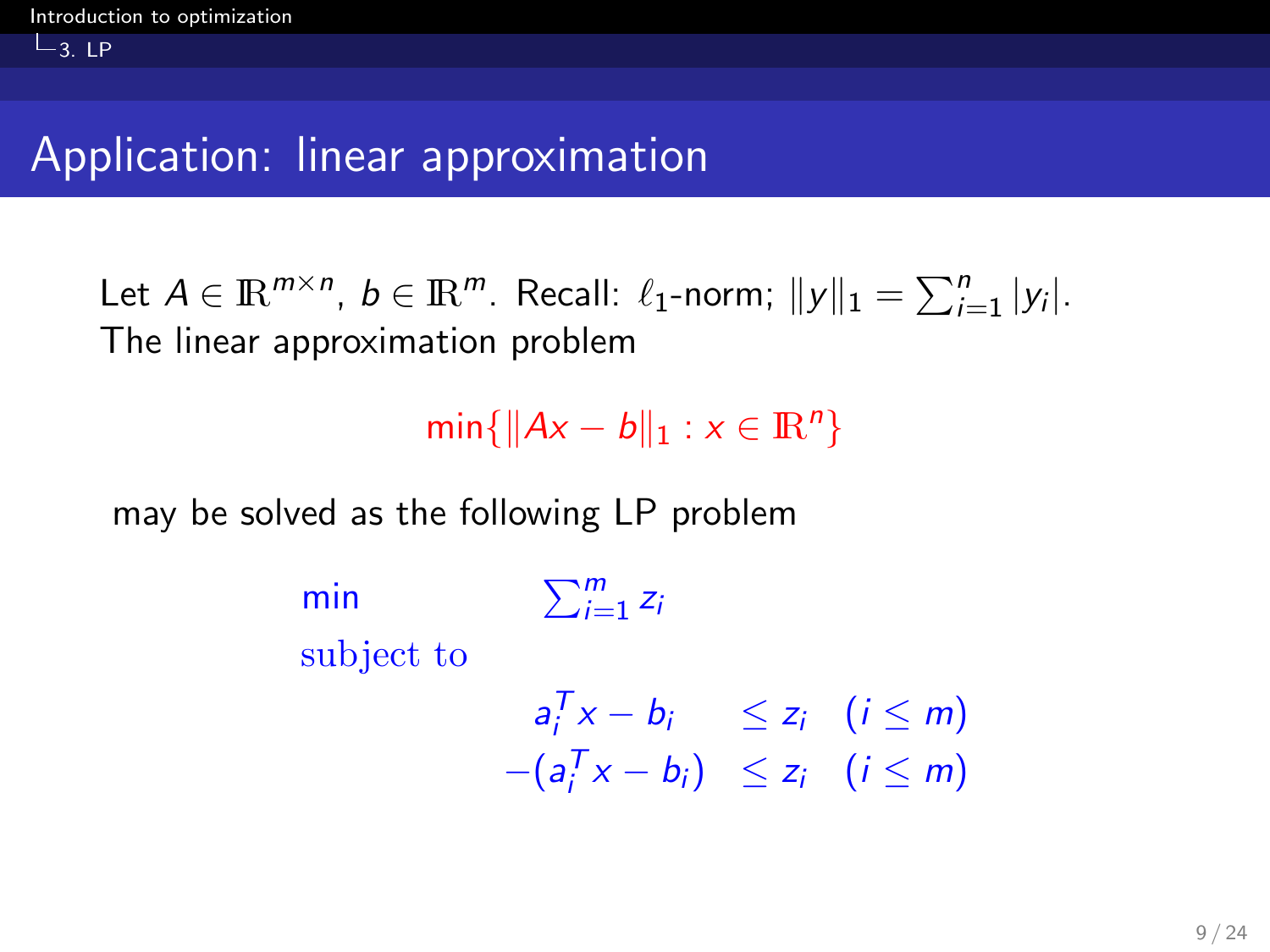# Application: linear approximation

Let $A \in \mathbb{R}^{m \times n}$, $b \in \mathbb{R}^m$. Recall: $\ell_1$-norm; $\|y\|_1 = \sum_{i=1}^n |y_i|$.
The linear approximation problem

$$\min\{\|Ax - b\|_1 : x \in \mathbb{R}^n\}$$

may be solved as the following LP problem

$$
\begin{array}{lrll}
\min & \sum_{i=1}^m z_i & & \\
\text{subject to} & & & \\
 & a_i^T x - b_i & \leq z_i & (i \leq m) \\
 & -(a_i^T x - b_i) & \leq z_i & (i \leq m)
\end{array}
$$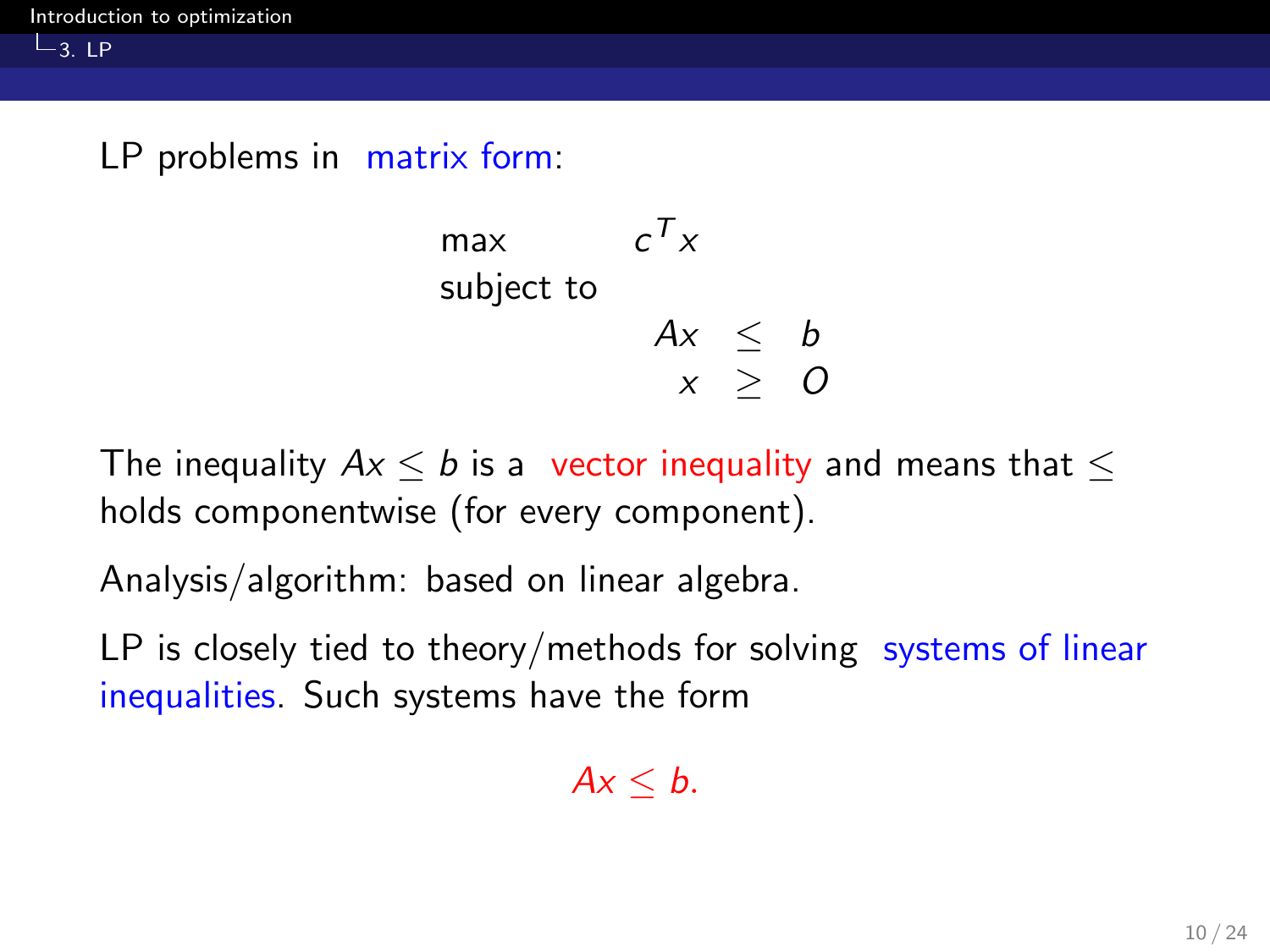LP problems in matrix form:

$$
\begin{array}{lrcl}
\max & c^T x & & \\
\text{subject to} & & & \\
& Ax & \leq & b \\
& x & \geq & O
\end{array}
$$

The inequality $Ax \leq b$ is a vector inequality and means that $\leq$ holds componentwise (for every component).

Analysis/algorithm: based on linear algebra.

LP is closely tied to theory/methods for solving systems of linear inequalities. Such systems have the form

$$Ax \leq b.$$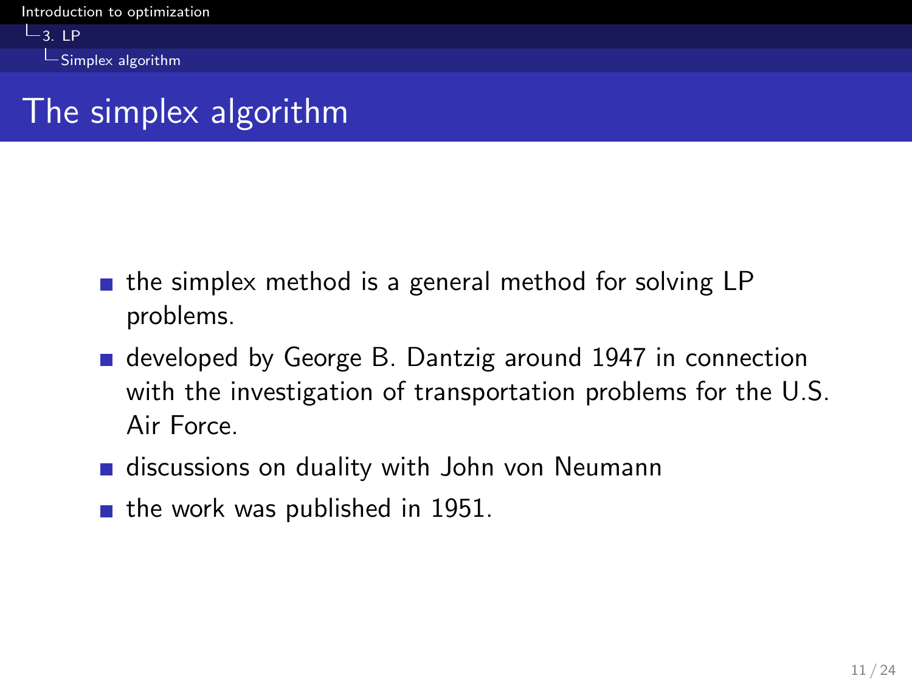# The simplex algorithm

- the simplex method is a general method for solving LP problems.
- developed by George B. Dantzig around 1947 in connection with the investigation of transportation problems for the U.S. Air Force.
- discussions on duality with John von Neumann
- the work was published in 1951.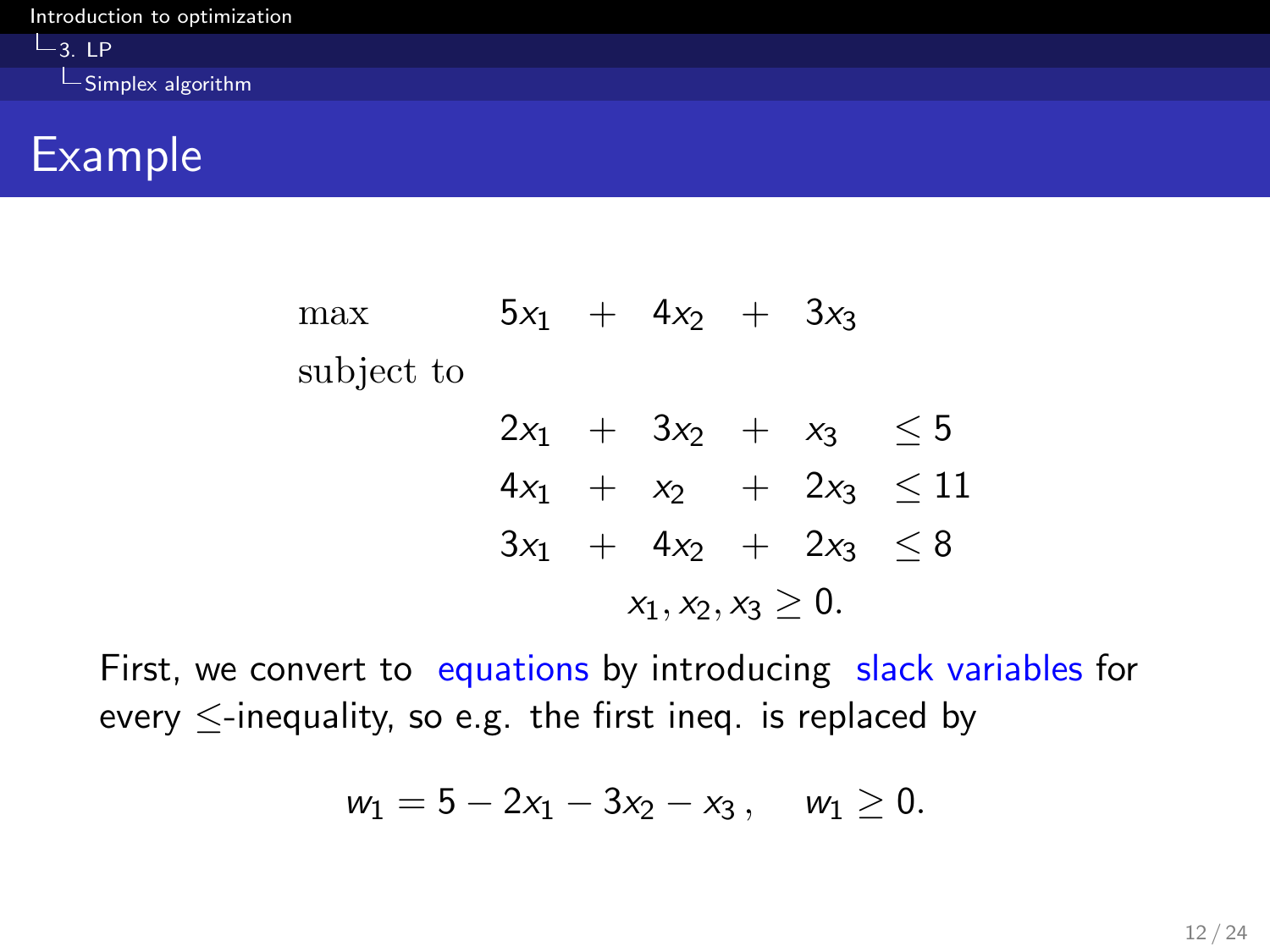## Example

$$
\begin{array}{lrcrcrl}
\max & 5x_1 & + & 4x_2 & + & 3x_3 & \\
\text{subject to} & & & & & & \\
& 2x_1 & + & 3x_2 & + & x_3 & \leq 5 \\
& 4x_1 & + & x_2 & + & 2x_3 & \leq 11 \\
& 3x_1 & + & 4x_2 & + & 2x_3 & \leq 8 \\
& & & & x_1, x_2, x_3 \geq 0. & &
\end{array}
$$

First, we convert to equations by introducing slack variables for every $\leq$-inequality, so e.g. the first ineq. is replaced by

$$w_1 = 5 - 2x_1 - 3x_2 - x_3\,, \quad w_1 \geq 0.$$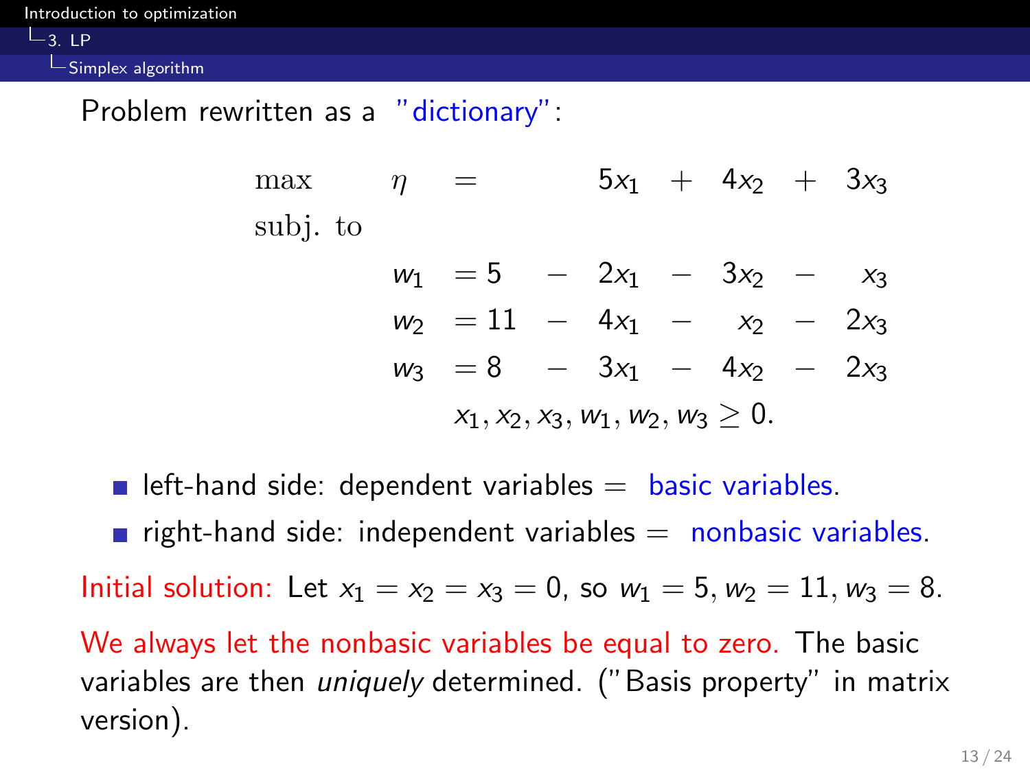Problem rewritten as a "dictionary":

$$
\begin{array}{llrl}
\max & \eta & = & 5x_1 + 4x_2 + 3x_3 \\
\text{subj. to} & & & \\
& w_1 & = & 5 - 2x_1 - 3x_2 - x_3 \\
& w_2 & = & 11 - 4x_1 - x_2 - 2x_3 \\
& w_3 & = & 8 - 3x_1 - 4x_2 - 2x_3 \\
& & & x_1, x_2, x_3, w_1, w_2, w_3 \geq 0.
\end{array}
$$

- left-hand side: dependent variables = basic variables.
- right-hand side: independent variables = nonbasic variables.

Initial solution: Let $x_1 = x_2 = x_3 = 0$, so $w_1 = 5, w_2 = 11, w_3 = 8$.

We always let the nonbasic variables be equal to zero. The basic variables are then *uniquely* determined. ("Basis property" in matrix version).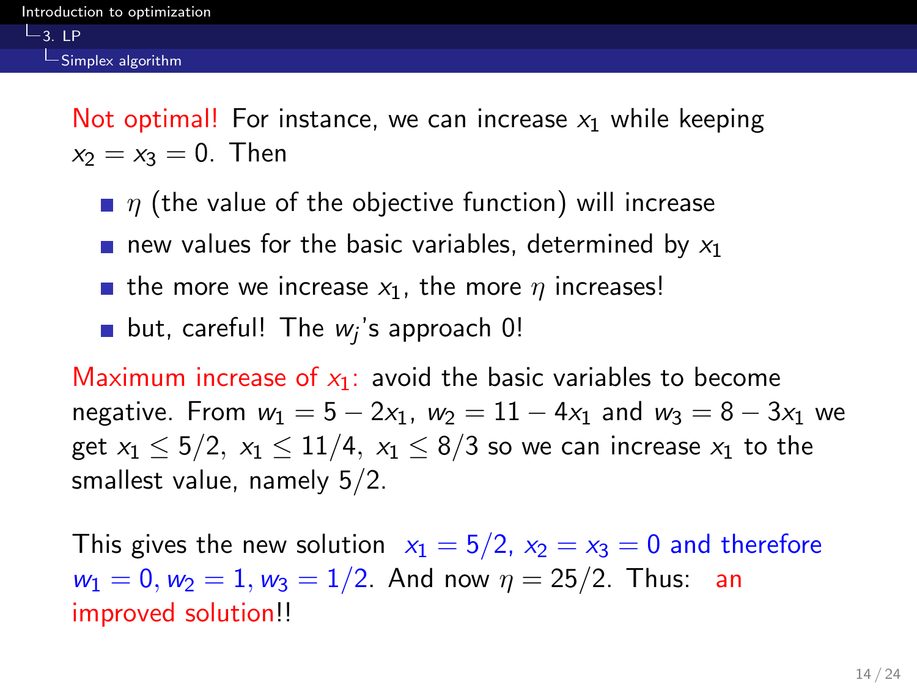Not optimal! For instance, we can increase $x_1$ while keeping $x_2 = x_3 = 0$. Then

- $\eta$ (the value of the objective function) will increase
- new values for the basic variables, determined by $x_1$
- the more we increase $x_1$, the more $\eta$ increases!
- but, careful! The $w_j$'s approach 0!

Maximum increase of $x_1$: avoid the basic variables to become negative. From $w_1 = 5 - 2x_1$, $w_2 = 11 - 4x_1$ and $w_3 = 8 - 3x_1$ we get $x_1 \leq 5/2$, $x_1 \leq 11/4$, $x_1 \leq 8/3$ so we can increase $x_1$ to the smallest value, namely $5/2$.

This gives the new solution $x_1 = 5/2$, $x_2 = x_3 = 0$ and therefore $w_1 = 0, w_2 = 1, w_3 = 1/2$. And now $\eta = 25/2$. Thus: an improved solution!!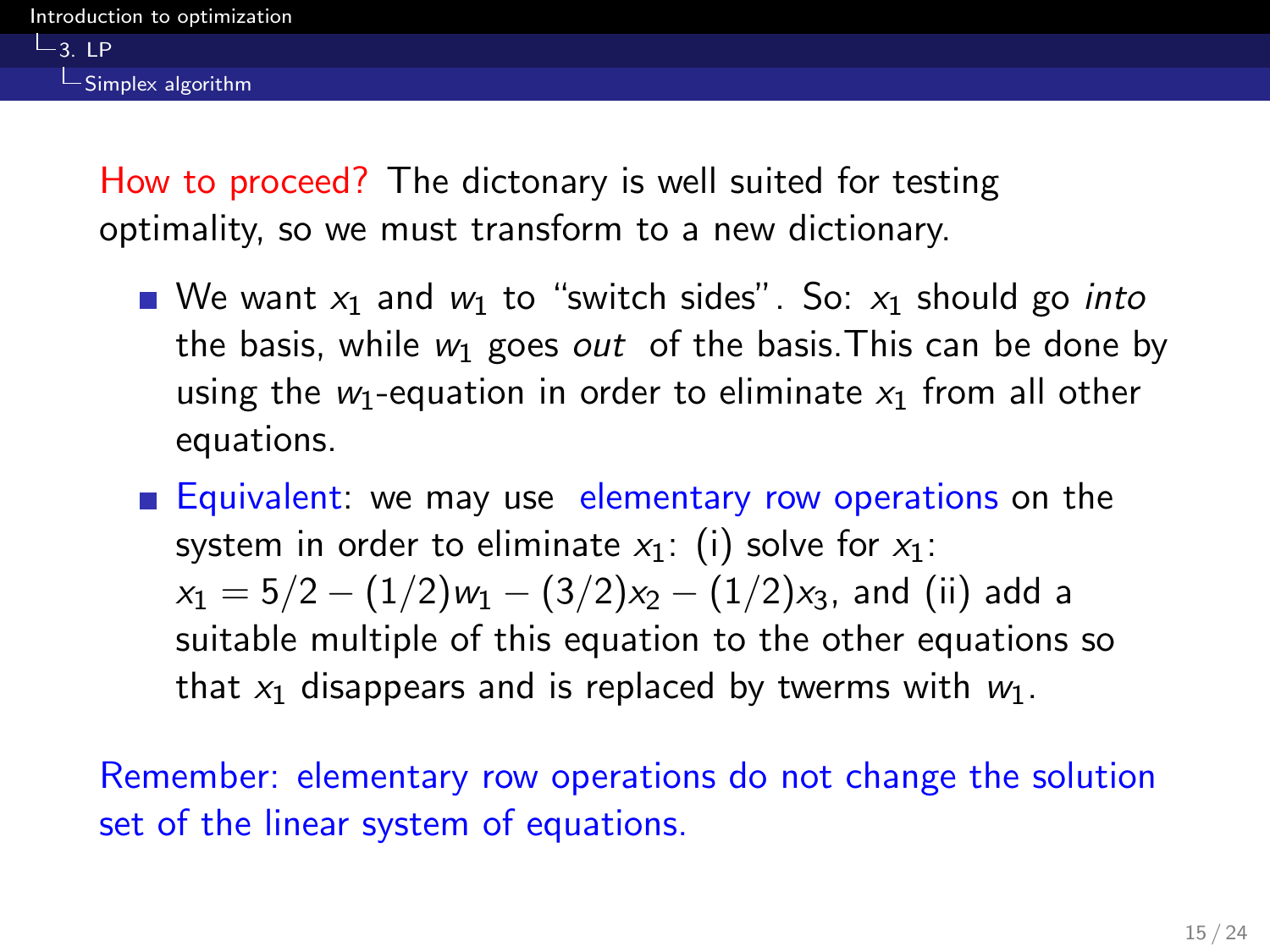How to proceed? The dictonary is well suited for testing optimality, so we must transform to a new dictionary.

- We want $x_1$ and $w_1$ to "switch sides". So: $x_1$ should go *into* the basis, while $w_1$ goes *out* of the basis.This can be done by using the $w_1$-equation in order to eliminate $x_1$ from all other equations.
- Equivalent: we may use elementary row operations on the system in order to eliminate $x_1$: (i) solve for $x_1$: $x_1 = 5/2 - (1/2)w_1 - (3/2)x_2 - (1/2)x_3$, and (ii) add a suitable multiple of this equation to the other equations so that $x_1$ disappears and is replaced by twerms with $w_1$.

Remember: elementary row operations do not change the solution set of the linear system of equations.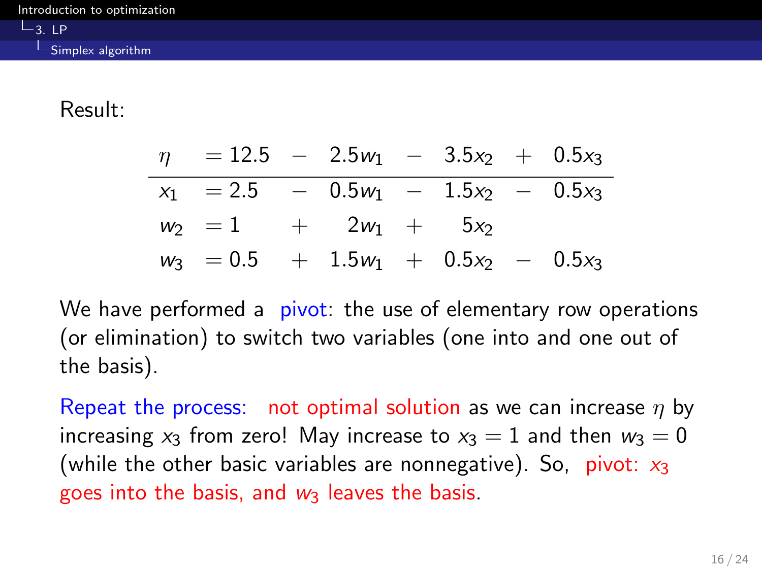Result:

$$
\begin{array}{rcrcrcr}
\eta & = 12.5 & - & 2.5w_1 & - & 3.5x_2 & + & 0.5x_3 \\
\hline
x_1 & = 2.5 & - & 0.5w_1 & - & 1.5x_2 & - & 0.5x_3 \\
w_2 & = 1 & + & 2w_1 & + & 5x_2 & & \\
w_3 & = 0.5 & + & 1.5w_1 & + & 0.5x_2 & - & 0.5x_3
\end{array}
$$

We have performed a pivot: the use of elementary row operations (or elimination) to switch two variables (one into and one out of the basis).

Repeat the process: not optimal solution as we can increase $\eta$ by increasing $x_3$ from zero! May increase to $x_3 = 1$ and then $w_3 = 0$ (while the other basic variables are nonnegative). So, pivot: $x_3$ goes into the basis, and $w_3$ leaves the basis.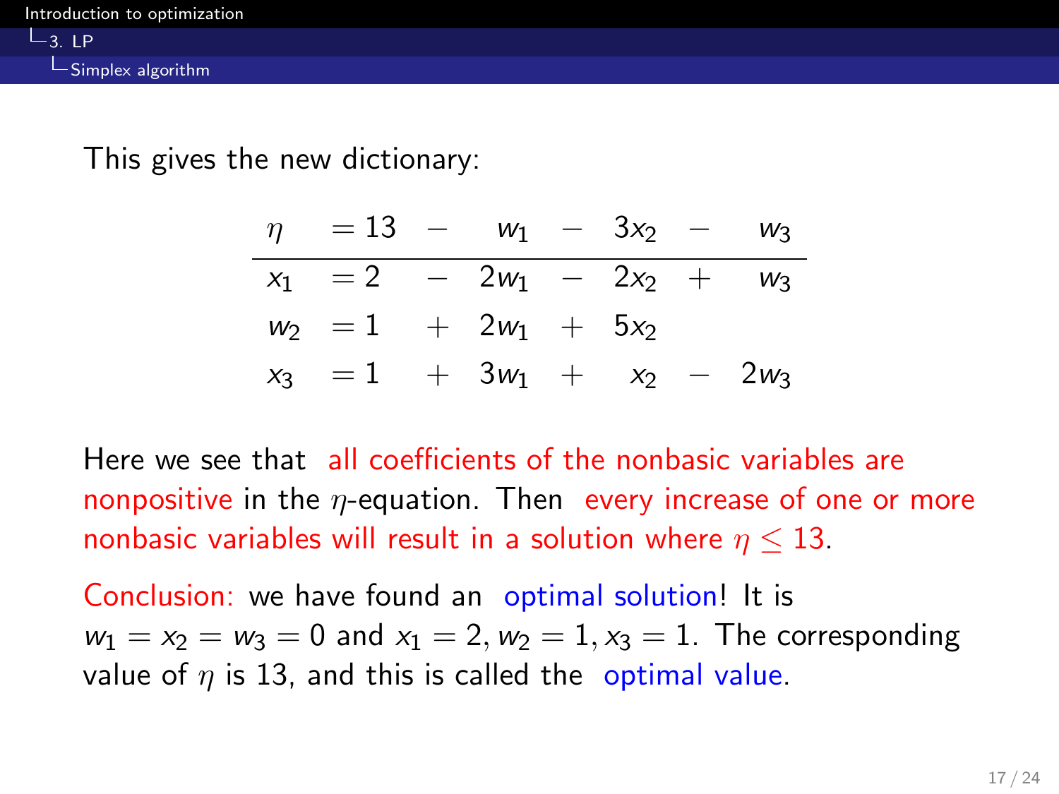This gives the new dictionary:

$$
\begin{array}{lcrcrcrcr}
\eta & = 13 & - & w_1 & - & 3x_2 & - & w_3 \\
\hline
x_1 & = 2 & - & 2w_1 & - & 2x_2 & + & w_3 \\
w_2 & = 1 & + & 2w_1 & + & 5x_2 & & \\
x_3 & = 1 & + & 3w_1 & + & x_2 & - & 2w_3
\end{array}
$$

Here we see that all coefficients of the nonbasic variables are nonpositive in the $\eta$-equation. Then every increase of one or more nonbasic variables will result in a solution where $\eta \leq 13$.

Conclusion: we have found an optimal solution! It is $w_1 = x_2 = w_3 = 0$ and $x_1 = 2, w_2 = 1, x_3 = 1$. The corresponding value of $\eta$ is 13, and this is called the optimal value.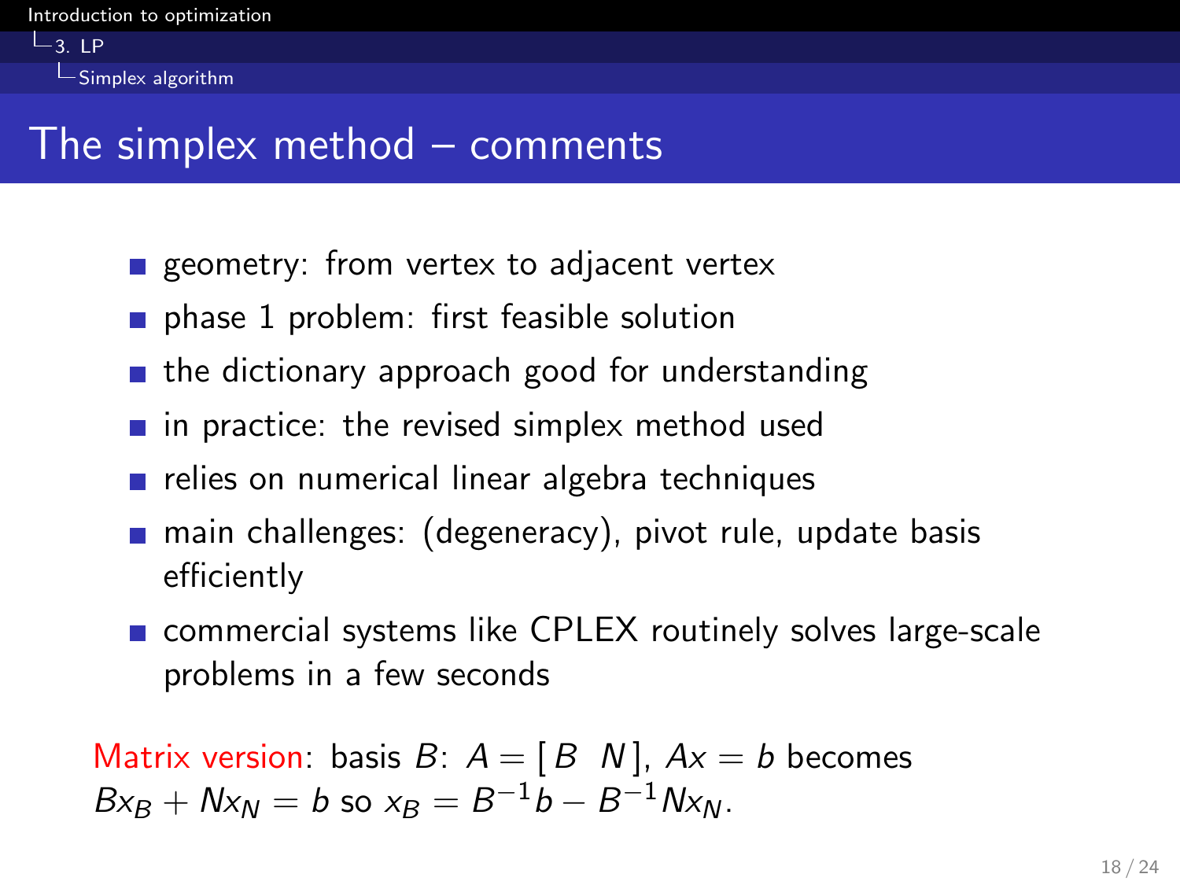# The simplex method – comments

- geometry: from vertex to adjacent vertex
- phase 1 problem: first feasible solution
- the dictionary approach good for understanding
- in practice: the revised simplex method used
- relies on numerical linear algebra techniques
- main challenges: (degeneracy), pivot rule, update basis efficiently
- commercial systems like CPLEX routinely solves large-scale problems in a few seconds

Matrix version: basis $B$: $A = [\, B \;\; N \,]$, $Ax = b$ becomes $Bx_B + Nx_N = b$ so $x_B = B^{-1}b - B^{-1}Nx_N$.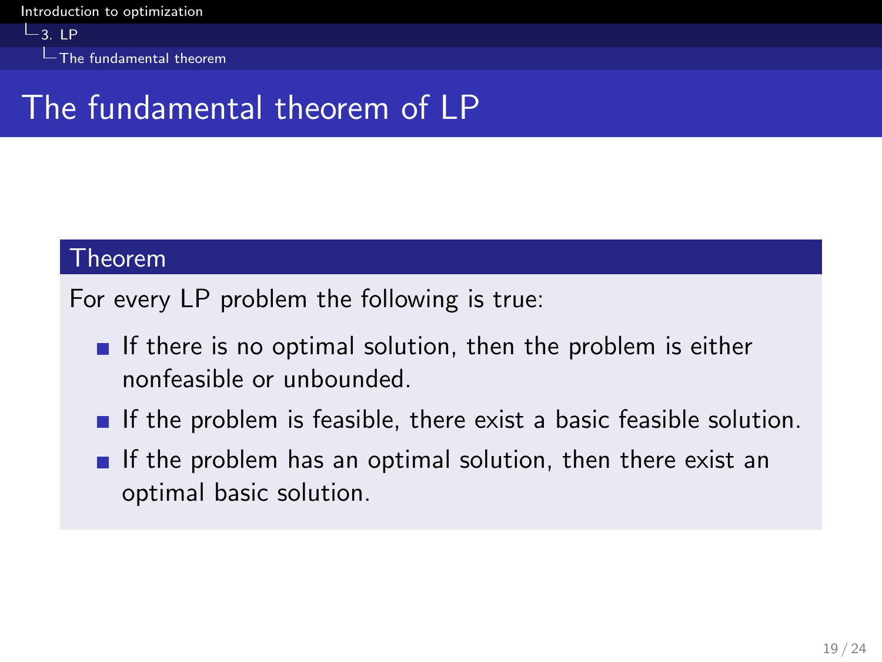# The fundamental theorem of LP

**Theorem**

For every LP problem the following is true:

- If there is no optimal solution, then the problem is either nonfeasible or unbounded.
- If the problem is feasible, there exist a basic feasible solution.
- If the problem has an optimal solution, then there exist an optimal basic solution.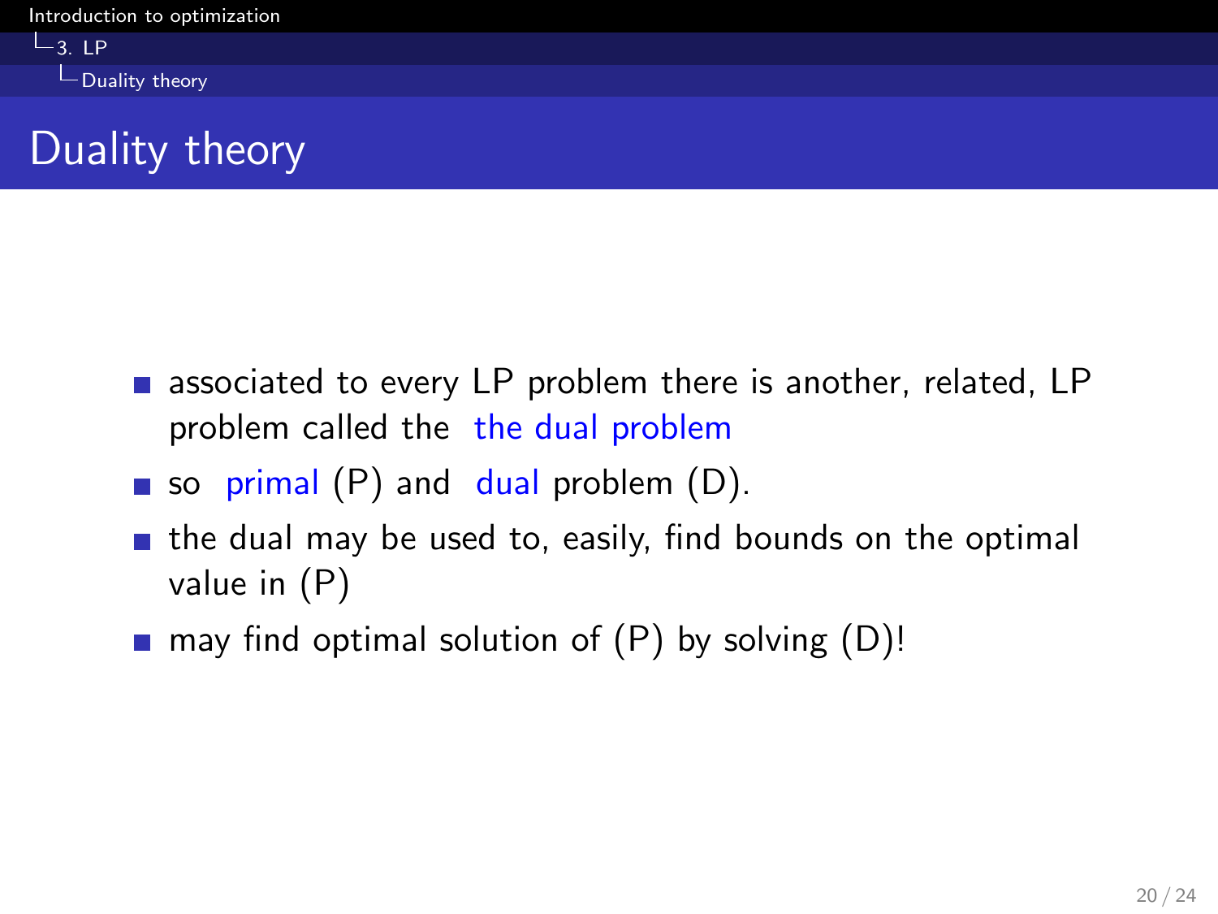# Duality theory

- associated to every LP problem there is another, related, LP problem called the the dual problem
- so primal (P) and dual problem (D).
- the dual may be used to, easily, find bounds on the optimal value in (P)
- may find optimal solution of (P) by solving (D)!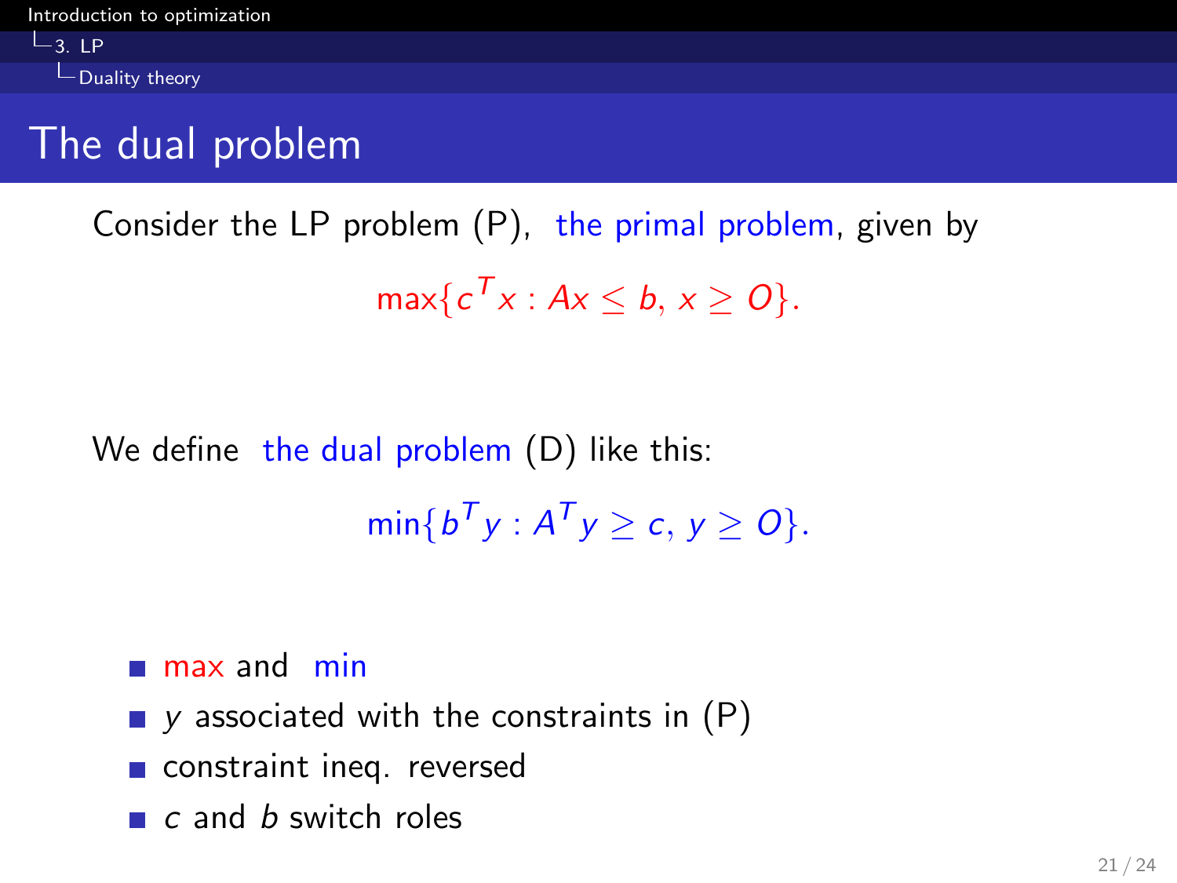# The dual problem

Consider the LP problem (P), the primal problem, given by

$$\max\{c^T x : Ax \leq b,\, x \geq O\}.$$

We define the dual problem (D) like this:

$$\min\{b^T y : A^T y \geq c,\, y \geq O\}.$$

- max and min
- $y$ associated with the constraints in (P)
- constraint ineq. reversed
- $c$ and $b$ switch roles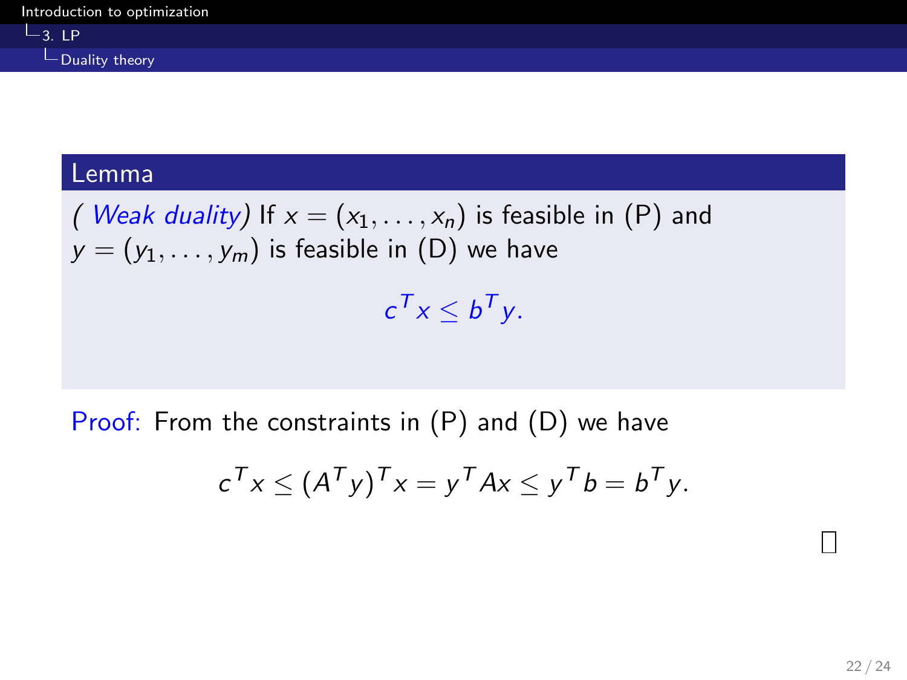**Lemma**

(*Weak duality*) If $x = (x_1, \ldots, x_n)$ is feasible in (P) and $y = (y_1, \ldots, y_m)$ is feasible in (D) we have

$$c^T x \leq b^T y.$$

Proof: From the constraints in (P) and (D) we have

$$c^T x \leq (A^T y)^T x = y^T A x \leq y^T b = b^T y.$$

□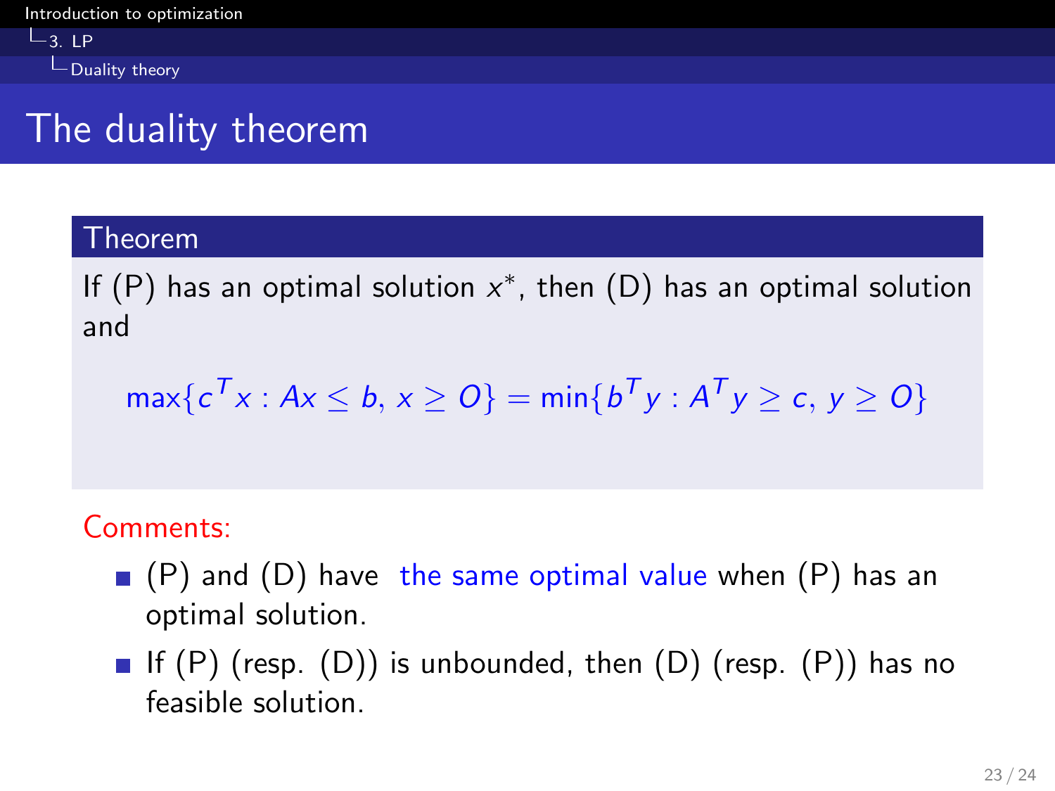# The duality theorem

**Theorem**

If (P) has an optimal solution $x^*$, then (D) has an optimal solution and

$$\max\{c^T x : Ax \leq b,\ x \geq O\} = \min\{b^T y : A^T y \geq c,\ y \geq O\}$$

Comments:

- (P) and (D) have the same optimal value when (P) has an optimal solution.
- If (P) (resp. (D)) is unbounded, then (D) (resp. (P)) has no feasible solution.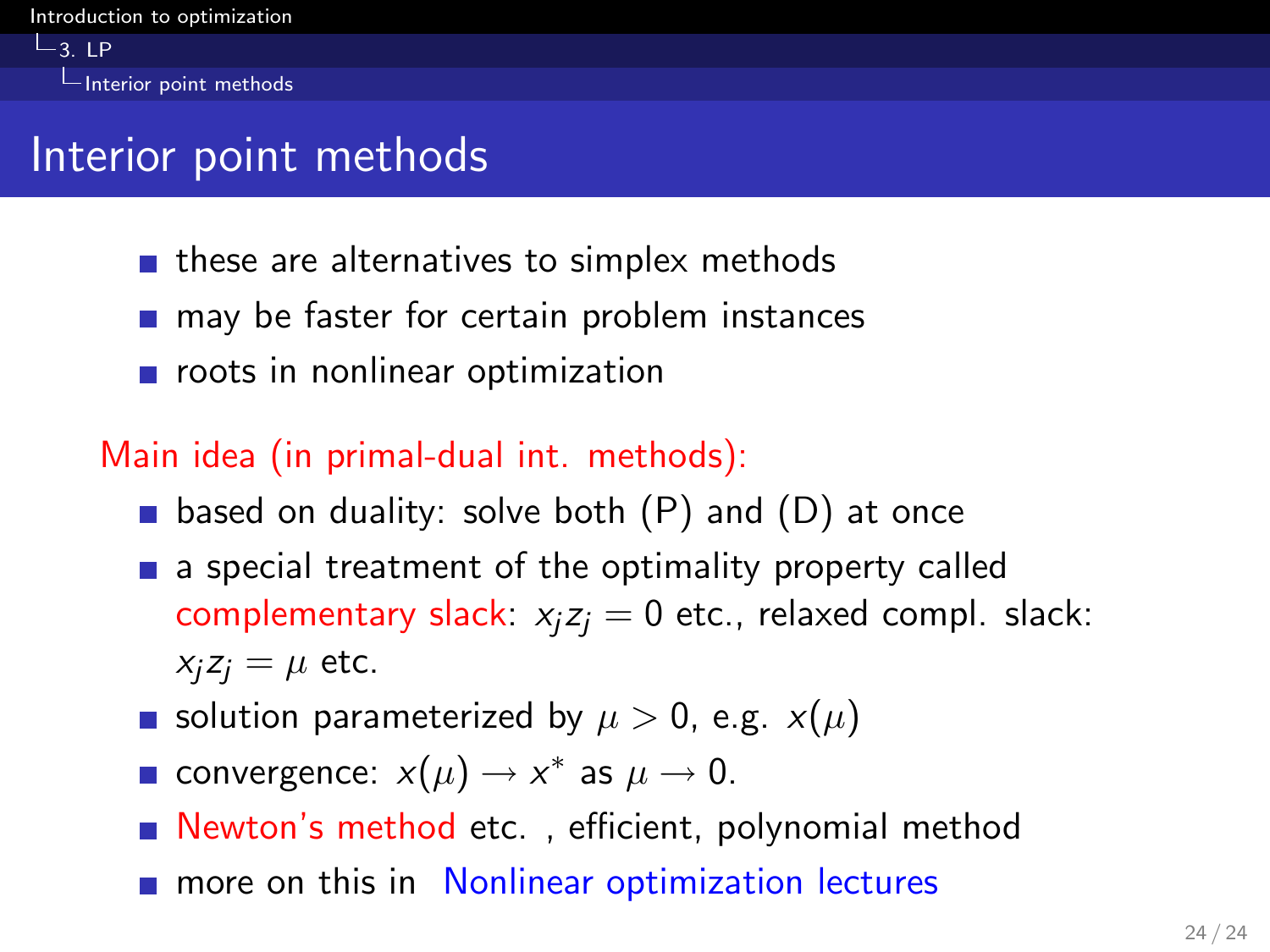# Interior point methods

- these are alternatives to simplex methods
- may be faster for certain problem instances
- roots in nonlinear optimization

Main idea (in primal-dual int. methods):

- based on duality: solve both (P) and (D) at once
- a special treatment of the optimality property called complementary slack: $x_j z_j = 0$ etc., relaxed compl. slack: $x_j z_j = \mu$ etc.
- solution parameterized by $\mu > 0$, e.g. $x(\mu)$
- convergence: $x(\mu) \rightarrow x^*$ as $\mu \rightarrow 0$.
- Newton's method etc. , efficient, polynomial method
- more on this in Nonlinear optimization lectures